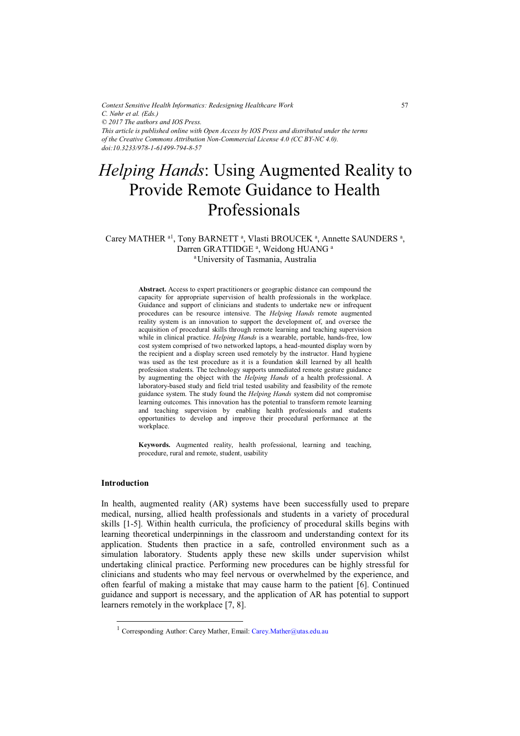*Context Sensitive Health Informatics: Redesigning Healthcare Work*
*C. Nøhr et al. (Eds.)*
*© 2017 The authors and IOS Press.*
*This article is published online with Open Access by IOS Press and distributed under the terms of the Creative Commons Attribution Non-Commercial License 4.0 (CC BY-NC 4.0).*
*doi:10.3233/978-1-61499-794-8-57*

# *Helping Hands*: Using Augmented Reality to Provide Remote Guidance to Health Professionals

Carey MATHER [a1], Tony BARNETT [a], Vlasti BROUCEK [a], Annette SAUNDERS [a], Darren GRATTIDGE [a], Weidong HUANG [a]

[a] University of Tasmania, Australia

**Abstract.** Access to expert practitioners or geographic distance can compound the capacity for appropriate supervision of health professionals in the workplace. Guidance and support of clinicians and students to undertake new or infrequent procedures can be resource intensive. The *Helping Hands* remote augmented reality system is an innovation to support the development of, and oversee the acquisition of procedural skills through remote learning and teaching supervision while in clinical practice. *Helping Hands* is a wearable, portable, hands-free, low cost system comprised of two networked laptops, a head-mounted display worn by the recipient and a display screen used remotely by the instructor. Hand hygiene was used as the test procedure as it is a foundation skill learned by all health profession students. The technology supports unmediated remote gesture guidance by augmenting the object with the *Helping Hands* of a health professional. A laboratory-based study and field trial tested usability and feasibility of the remote guidance system. The study found the *Helping Hands* system did not compromise learning outcomes. This innovation has the potential to transform remote learning and teaching supervision by enabling health professionals and students opportunities to develop and improve their procedural performance at the workplace.

**Keywords.** Augmented reality, health professional, learning and teaching, procedure, rural and remote, student, usability

## Introduction

In health, augmented reality (AR) systems have been successfully used to prepare medical, nursing, allied health professionals and students in a variety of procedural skills [1-5]. Within health curricula, the proficiency of procedural skills begins with learning theoretical underpinnings in the classroom and understanding context for its application. Students then practice in a safe, controlled environment such as a simulation laboratory. Students apply these new skills under supervision whilst undertaking clinical practice. Performing new procedures can be highly stressful for clinicians and students who may feel nervous or overwhelmed by the experience, and often fearful of making a mistake that may cause harm to the patient [6]. Continued guidance and support is necessary, and the application of AR has potential to support learners remotely in the workplace [7, 8].

[1] Corresponding Author: Carey Mather, Email: Carey.Mather@utas.edu.au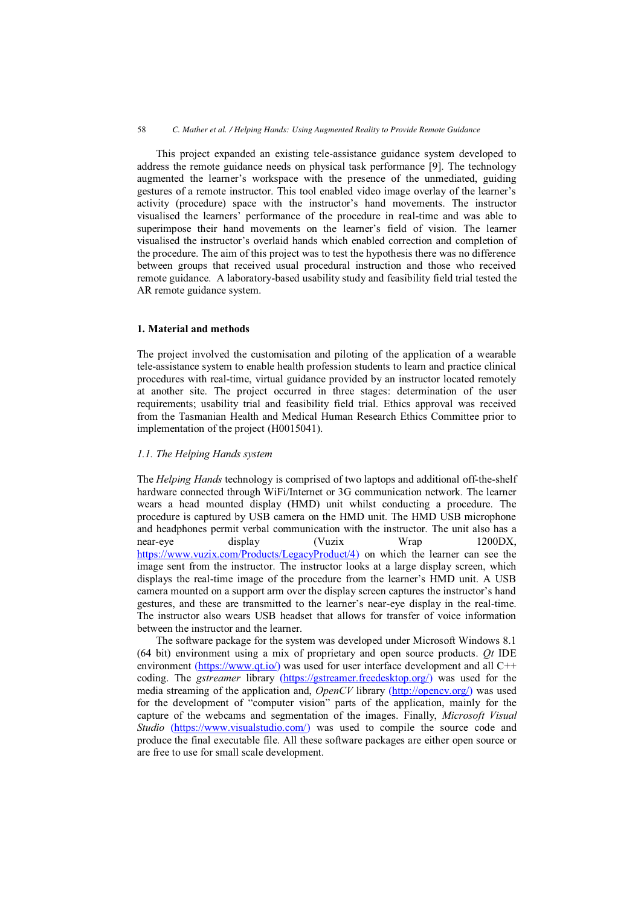This project expanded an existing tele-assistance guidance system developed to address the remote guidance needs on physical task performance [9]. The technology augmented the learner's workspace with the presence of the unmediated, guiding gestures of a remote instructor. This tool enabled video image overlay of the learner's activity (procedure) space with the instructor's hand movements. The instructor visualised the learners' performance of the procedure in real-time and was able to superimpose their hand movements on the learner's field of vision. The learner visualised the instructor's overlaid hands which enabled correction and completion of the procedure. The aim of this project was to test the hypothesis there was no difference between groups that received usual procedural instruction and those who received remote guidance. A laboratory-based usability study and feasibility field trial tested the AR remote guidance system.

## 1. Material and methods

The project involved the customisation and piloting of the application of a wearable tele-assistance system to enable health profession students to learn and practice clinical procedures with real-time, virtual guidance provided by an instructor located remotely at another site. The project occurred in three stages: determination of the user requirements; usability trial and feasibility field trial. Ethics approval was received from the Tasmanian Health and Medical Human Research Ethics Committee prior to implementation of the project (H0015041).

### *1.1. The Helping Hands system*

The *Helping Hands* technology is comprised of two laptops and additional off-the-shelf hardware connected through WiFi/Internet or 3G communication network. The learner wears a head mounted display (HMD) unit whilst conducting a procedure. The procedure is captured by USB camera on the HMD unit. The HMD USB microphone and headphones permit verbal communication with the instructor. The unit also has a near-eye display (Vuzix Wrap 1200DX, https://www.vuzix.com/Products/LegacyProduct/4) on which the learner can see the image sent from the instructor. The instructor looks at a large display screen, which displays the real-time image of the procedure from the learner's HMD unit. A USB camera mounted on a support arm over the display screen captures the instructor's hand gestures, and these are transmitted to the learner's near-eye display in the real-time. The instructor also wears USB headset that allows for transfer of voice information between the instructor and the learner.

The software package for the system was developed under Microsoft Windows 8.1 (64 bit) environment using a mix of proprietary and open source products. *Qt* IDE environment (https://www.qt.io/) was used for user interface development and all C++ coding. The *gstreamer* library (https://gstreamer.freedesktop.org/) was used for the media streaming of the application and, *OpenCV* library (http://opencv.org/) was used for the development of "computer vision" parts of the application, mainly for the capture of the webcams and segmentation of the images. Finally, *Microsoft Visual Studio* (https://www.visualstudio.com/) was used to compile the source code and produce the final executable file. All these software packages are either open source or are free to use for small scale development.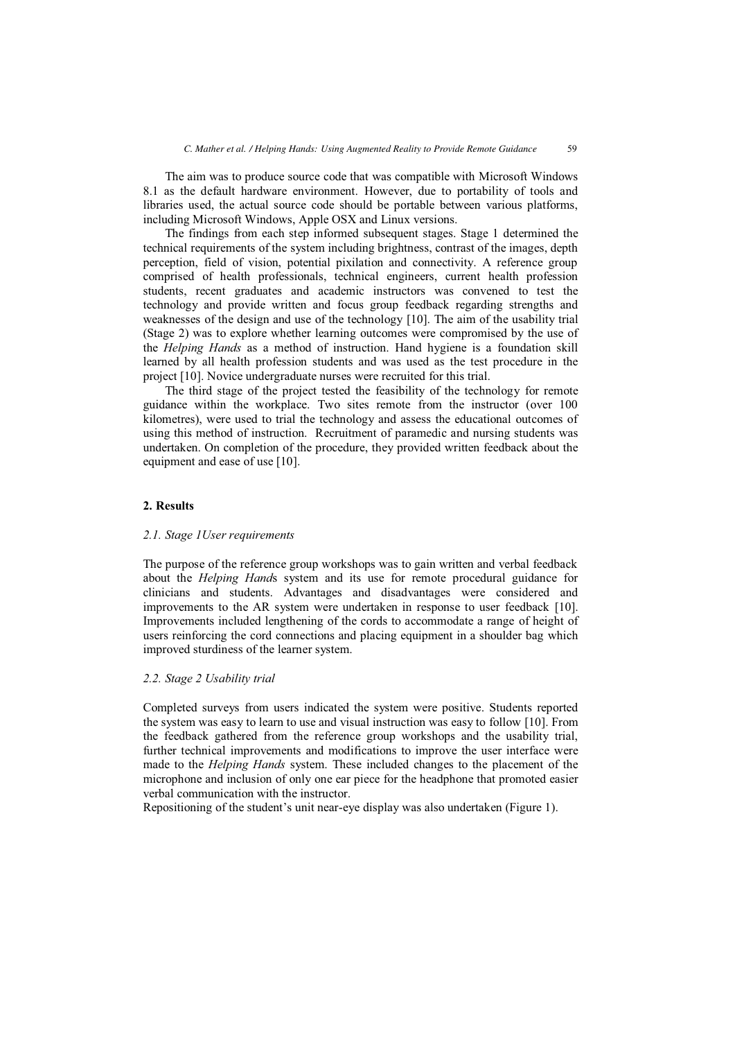The aim was to produce source code that was compatible with Microsoft Windows 8.1 as the default hardware environment. However, due to portability of tools and libraries used, the actual source code should be portable between various platforms, including Microsoft Windows, Apple OSX and Linux versions.

The findings from each step informed subsequent stages. Stage 1 determined the technical requirements of the system including brightness, contrast of the images, depth perception, field of vision, potential pixilation and connectivity. A reference group comprised of health professionals, technical engineers, current health profession students, recent graduates and academic instructors was convened to test the technology and provide written and focus group feedback regarding strengths and weaknesses of the design and use of the technology [10]. The aim of the usability trial (Stage 2) was to explore whether learning outcomes were compromised by the use of the *Helping Hands* as a method of instruction. Hand hygiene is a foundation skill learned by all health profession students and was used as the test procedure in the project [10]. Novice undergraduate nurses were recruited for this trial.

The third stage of the project tested the feasibility of the technology for remote guidance within the workplace. Two sites remote from the instructor (over 100 kilometres), were used to trial the technology and assess the educational outcomes of using this method of instruction. Recruitment of paramedic and nursing students was undertaken. On completion of the procedure, they provided written feedback about the equipment and ease of use [10].

## 2. Results

### *2.1. Stage 1User requirements*

The purpose of the reference group workshops was to gain written and verbal feedback about the *Helping Hand*s system and its use for remote procedural guidance for clinicians and students. Advantages and disadvantages were considered and improvements to the AR system were undertaken in response to user feedback [10]. Improvements included lengthening of the cords to accommodate a range of height of users reinforcing the cord connections and placing equipment in a shoulder bag which improved sturdiness of the learner system.

### *2.2. Stage 2 Usability trial*

Completed surveys from users indicated the system were positive. Students reported the system was easy to learn to use and visual instruction was easy to follow [10]. From the feedback gathered from the reference group workshops and the usability trial, further technical improvements and modifications to improve the user interface were made to the *Helping Hands* system. These included changes to the placement of the microphone and inclusion of only one ear piece for the headphone that promoted easier verbal communication with the instructor.

Repositioning of the student's unit near-eye display was also undertaken (Figure 1).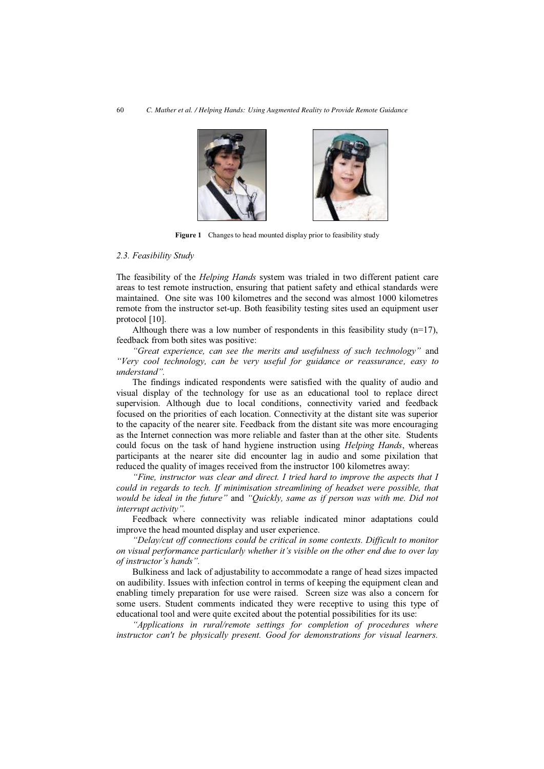**Figure 1** Changes to head mounted display prior to feasibility study

### 2.3. Feasibility Study

The feasibility of the *Helping Hands* system was trialed in two different patient care areas to test remote instruction, ensuring that patient safety and ethical standards were maintained. One site was 100 kilometres and the second was almost 1000 kilometres remote from the instructor set-up. Both feasibility testing sites used an equipment user protocol [10].

Although there was a low number of respondents in this feasibility study (n=17), feedback from both sites was positive:

*"Great experience, can see the merits and usefulness of such technology"* and *"Very cool technology, can be very useful for guidance or reassurance, easy to understand".*

The findings indicated respondents were satisfied with the quality of audio and visual display of the technology for use as an educational tool to replace direct supervision. Although due to local conditions, connectivity varied and feedback focused on the priorities of each location. Connectivity at the distant site was superior to the capacity of the nearer site. Feedback from the distant site was more encouraging as the Internet connection was more reliable and faster than at the other site. Students could focus on the task of hand hygiene instruction using *Helping Hands*, whereas participants at the nearer site did encounter lag in audio and some pixilation that reduced the quality of images received from the instructor 100 kilometres away:

*"Fine, instructor was clear and direct. I tried hard to improve the aspects that I could in regards to tech. If minimisation streamlining of headset were possible, that would be ideal in the future"* and *"Quickly, same as if person was with me. Did not interrupt activity".*

Feedback where connectivity was reliable indicated minor adaptations could improve the head mounted display and user experience.

*"Delay/cut off connections could be critical in some contexts. Difficult to monitor on visual performance particularly whether it's visible on the other end due to over lay of instructor's hands".*

Bulkiness and lack of adjustability to accommodate a range of head sizes impacted on audibility. Issues with infection control in terms of keeping the equipment clean and enabling timely preparation for use were raised. Screen size was also a concern for some users. Student comments indicated they were receptive to using this type of educational tool and were quite excited about the potential possibilities for its use:

*"Applications in rural/remote settings for completion of procedures where instructor can't be physically present. Good for demonstrations for visual learners.*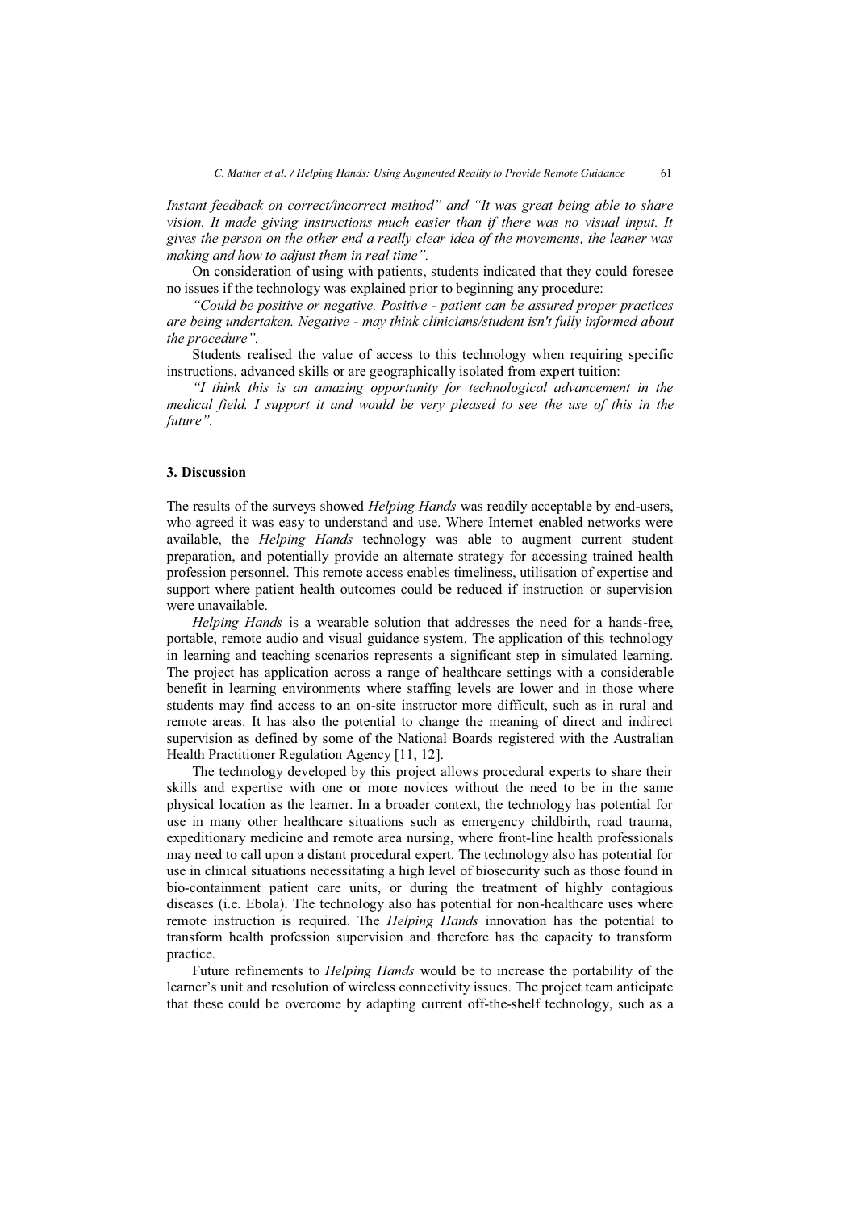*Instant feedback on correct/incorrect method"* and *"It was great being able to share vision. It made giving instructions much easier than if there was no visual input. It gives the person on the other end a really clear idea of the movements, the leaner was making and how to adjust them in real time".*

On consideration of using with patients, students indicated that they could foresee no issues if the technology was explained prior to beginning any procedure:

*"Could be positive or negative. Positive - patient can be assured proper practices are being undertaken. Negative - may think clinicians/student isn't fully informed about the procedure".*

Students realised the value of access to this technology when requiring specific instructions, advanced skills or are geographically isolated from expert tuition:

*"I think this is an amazing opportunity for technological advancement in the medical field. I support it and would be very pleased to see the use of this in the future".*

## 3. Discussion

The results of the surveys showed *Helping Hands* was readily acceptable by end-users, who agreed it was easy to understand and use. Where Internet enabled networks were available, the *Helping Hands* technology was able to augment current student preparation, and potentially provide an alternate strategy for accessing trained health profession personnel. This remote access enables timeliness, utilisation of expertise and support where patient health outcomes could be reduced if instruction or supervision were unavailable.

*Helping Hands* is a wearable solution that addresses the need for a hands-free, portable, remote audio and visual guidance system. The application of this technology in learning and teaching scenarios represents a significant step in simulated learning. The project has application across a range of healthcare settings with a considerable benefit in learning environments where staffing levels are lower and in those where students may find access to an on-site instructor more difficult, such as in rural and remote areas. It has also the potential to change the meaning of direct and indirect supervision as defined by some of the National Boards registered with the Australian Health Practitioner Regulation Agency [11, 12].

The technology developed by this project allows procedural experts to share their skills and expertise with one or more novices without the need to be in the same physical location as the learner. In a broader context, the technology has potential for use in many other healthcare situations such as emergency childbirth, road trauma, expeditionary medicine and remote area nursing, where front-line health professionals may need to call upon a distant procedural expert. The technology also has potential for use in clinical situations necessitating a high level of biosecurity such as those found in bio-containment patient care units, or during the treatment of highly contagious diseases (i.e. Ebola). The technology also has potential for non-healthcare uses where remote instruction is required. The *Helping Hands* innovation has the potential to transform health profession supervision and therefore has the capacity to transform practice.

Future refinements to *Helping Hands* would be to increase the portability of the learner's unit and resolution of wireless connectivity issues. The project team anticipate that these could be overcome by adapting current off-the-shelf technology, such as a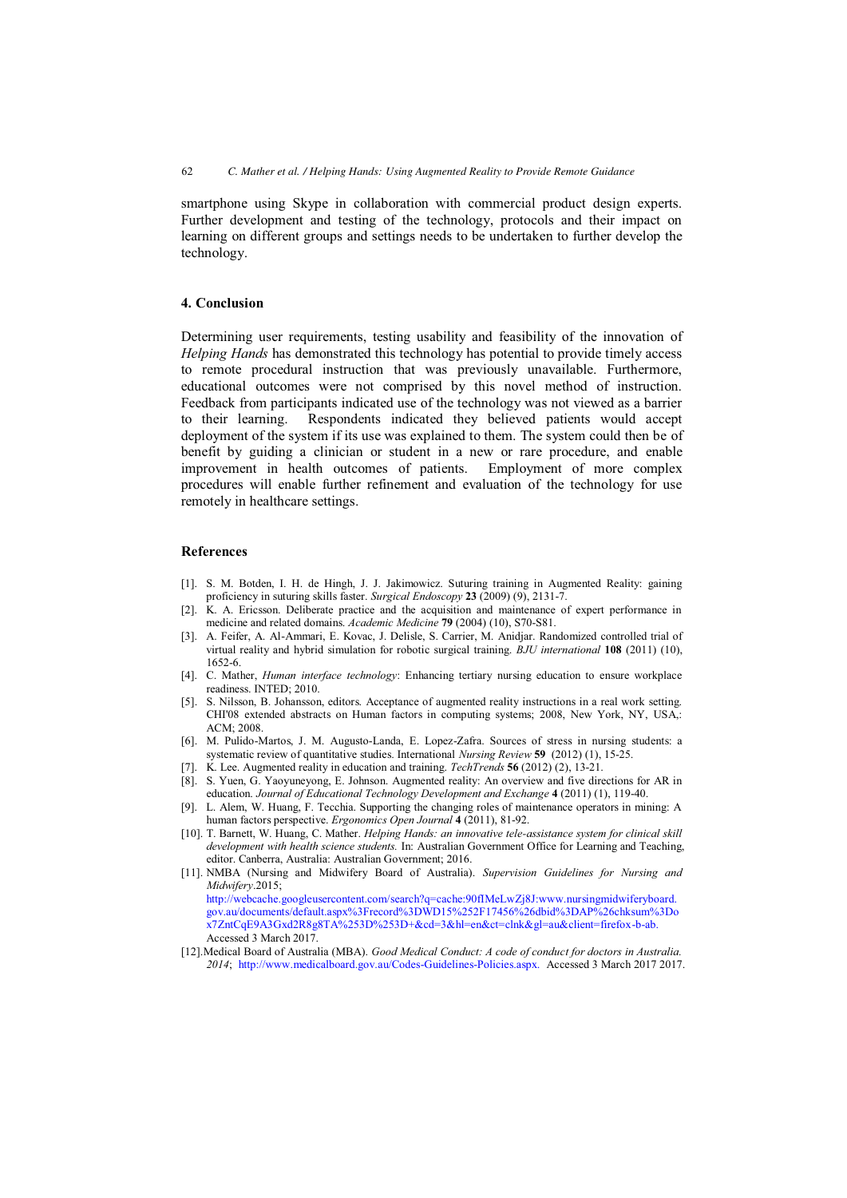smartphone using Skype in collaboration with commercial product design experts. Further development and testing of the technology, protocols and their impact on learning on different groups and settings needs to be undertaken to further develop the technology.

## 4. Conclusion

Determining user requirements, testing usability and feasibility of the innovation of *Helping Hands* has demonstrated this technology has potential to provide timely access to remote procedural instruction that was previously unavailable. Furthermore, educational outcomes were not comprised by this novel method of instruction. Feedback from participants indicated use of the technology was not viewed as a barrier to their learning. Respondents indicated they believed patients would accept deployment of the system if its use was explained to them. The system could then be of benefit by guiding a clinician or student in a new or rare procedure, and enable improvement in health outcomes of patients. Employment of more complex procedures will enable further refinement and evaluation of the technology for use remotely in healthcare settings.

## References

[1]. S. M. Botden, I. H. de Hingh, J. J. Jakimowicz. Suturing training in Augmented Reality: gaining proficiency in suturing skills faster. *Surgical Endoscopy* **23** (2009) (9), 2131-7.

[2]. K. A. Ericsson. Deliberate practice and the acquisition and maintenance of expert performance in medicine and related domains. *Academic Medicine* **79** (2004) (10), S70-S81.

[3]. A. Feifer, A. Al-Ammari, E. Kovac, J. Delisle, S. Carrier, M. Anidjar. Randomized controlled trial of virtual reality and hybrid simulation for robotic surgical training. *BJU international* **108** (2011) (10), 1652-6.

[4]. C. Mather, *Human interface technology*: Enhancing tertiary nursing education to ensure workplace readiness. INTED; 2010.

[5]. S. Nilsson, B. Johansson, editors. Acceptance of augmented reality instructions in a real work setting. CHI'08 extended abstracts on Human factors in computing systems; 2008, New York, NY, USA,: ACM; 2008.

[6]. M. Pulido-Martos, J. M. Augusto-Landa, E. Lopez-Zafra. Sources of stress in nursing students: a systematic review of quantitative studies. International *Nursing Review* **59** (2012) (1), 15-25.

[7]. K. Lee. Augmented reality in education and training. *TechTrends* **56** (2012) (2), 13-21.

[8]. S. Yuen, G. Yaoyuneyong, E. Johnson. Augmented reality: An overview and five directions for AR in education. *Journal of Educational Technology Development and Exchange* **4** (2011) (1), 119-40.

[9]. L. Alem, W. Huang, F. Tecchia. Supporting the changing roles of maintenance operators in mining: A human factors perspective. *Ergonomics Open Journal* **4** (2011), 81-92.

[10]. T. Barnett, W. Huang, C. Mather. *Helping Hands: an innovative tele-assistance system for clinical skill development with health science students.* In: Australian Government Office for Learning and Teaching, editor. Canberra, Australia: Australian Government; 2016.

[11]. NMBA (Nursing and Midwifery Board of Australia). *Supervision Guidelines for Nursing and Midwifery*.2015; http://webcache.googleusercontent.com/search?q=cache:90fIMeLwZj8J:www.nursingmidwiferyboard.gov.au/documents/default.aspx%3Frecord%3DWD15%252F17456%26dbid%3DAP%26chksum%3Dox7ZntCqE9A3Gxd2R8g8TA%253D%253D+&cd=3&hl=en&ct=clnk&gl=au&client=firefox-b-ab. Accessed 3 March 2017.

[12]. Medical Board of Australia (MBA). *Good Medical Conduct: A code of conduct for doctors in Australia. 2014*; http://www.medicalboard.gov.au/Codes-Guidelines-Policies.aspx. Accessed 3 March 2017 2017.